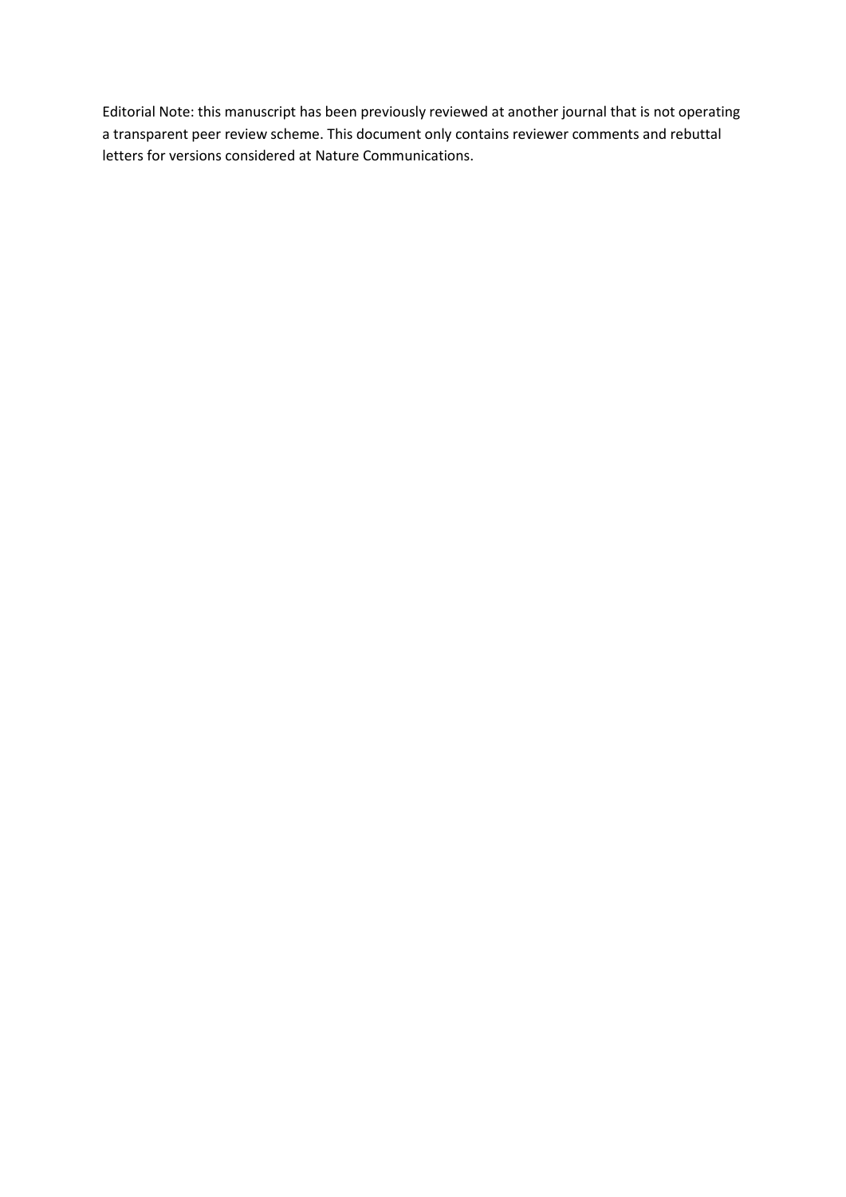Editorial Note: this manuscript has been previously reviewed at another journal that is not operating a transparent peer review scheme. This document only contains reviewer comments and rebuttal letters for versions considered at Nature Communications.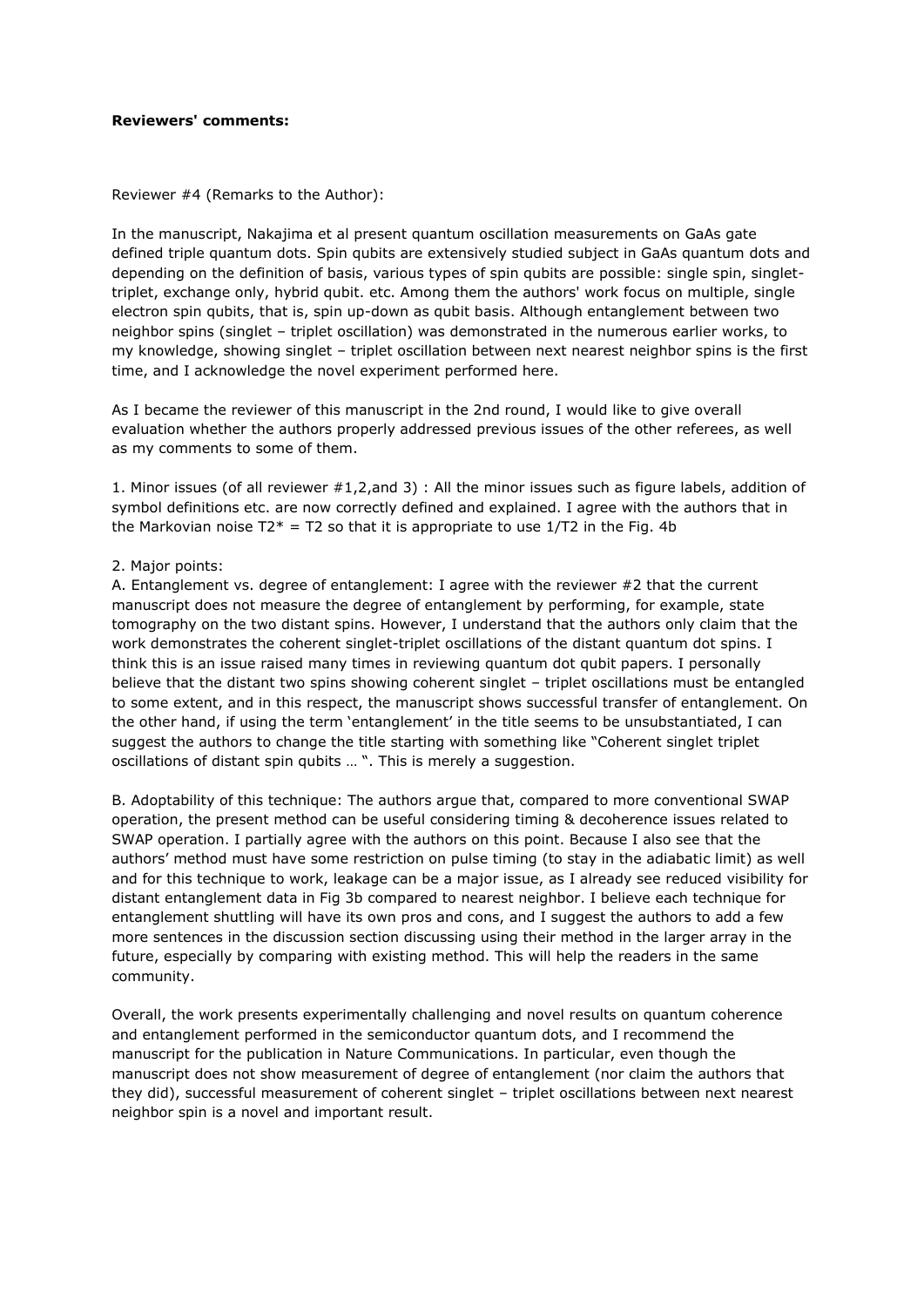**Reviewers' comments:**

Reviewer #4 (Remarks to the Author):

In the manuscript, Nakajima et al present quantum oscillation measurements on GaAs gate defined triple quantum dots. Spin qubits are extensively studied subject in GaAs quantum dots and depending on the definition of basis, various types of spin qubits are possible: single spin, singlet-triplet, exchange only, hybrid qubit. etc. Among them the authors' work focus on multiple, single electron spin qubits, that is, spin up-down as qubit basis. Although entanglement between two neighbor spins (singlet – triplet oscillation) was demonstrated in the numerous earlier works, to my knowledge, showing singlet – triplet oscillation between next nearest neighbor spins is the first time, and I acknowledge the novel experiment performed here.

As I became the reviewer of this manuscript in the 2nd round, I would like to give overall evaluation whether the authors properly addressed previous issues of the other referees, as well as my comments to some of them.

1. Minor issues (of all reviewer #1,2,and 3) : All the minor issues such as figure labels, addition of symbol definitions etc. are now correctly defined and explained. I agree with the authors that in the Markovian noise $T2^* = T2$ so that it is appropriate to use $1/T2$ in the Fig. 4b

2. Major points:

A. Entanglement vs. degree of entanglement: I agree with the reviewer #2 that the current manuscript does not measure the degree of entanglement by performing, for example, state tomography on the two distant spins. However, I understand that the authors only claim that the work demonstrates the coherent singlet-triplet oscillations of the distant quantum dot spins. I think this is an issue raised many times in reviewing quantum dot qubit papers. I personally believe that the distant two spins showing coherent singlet – triplet oscillations must be entangled to some extent, and in this respect, the manuscript shows successful transfer of entanglement. On the other hand, if using the term 'entanglement' in the title seems to be unsubstantiated, I can suggest the authors to change the title starting with something like "Coherent singlet triplet oscillations of distant spin qubits … ". This is merely a suggestion.

B. Adoptability of this technique: The authors argue that, compared to more conventional SWAP operation, the present method can be useful considering timing & decoherence issues related to SWAP operation. I partially agree with the authors on this point. Because I also see that the authors' method must have some restriction on pulse timing (to stay in the adiabatic limit) as well and for this technique to work, leakage can be a major issue, as I already see reduced visibility for distant entanglement data in Fig 3b compared to nearest neighbor. I believe each technique for entanglement shuttling will have its own pros and cons, and I suggest the authors to add a few more sentences in the discussion section discussing using their method in the larger array in the future, especially by comparing with existing method. This will help the readers in the same community.

Overall, the work presents experimentally challenging and novel results on quantum coherence and entanglement performed in the semiconductor quantum dots, and I recommend the manuscript for the publication in Nature Communications. In particular, even though the manuscript does not show measurement of degree of entanglement (nor claim the authors that they did), successful measurement of coherent singlet – triplet oscillations between next nearest neighbor spin is a novel and important result.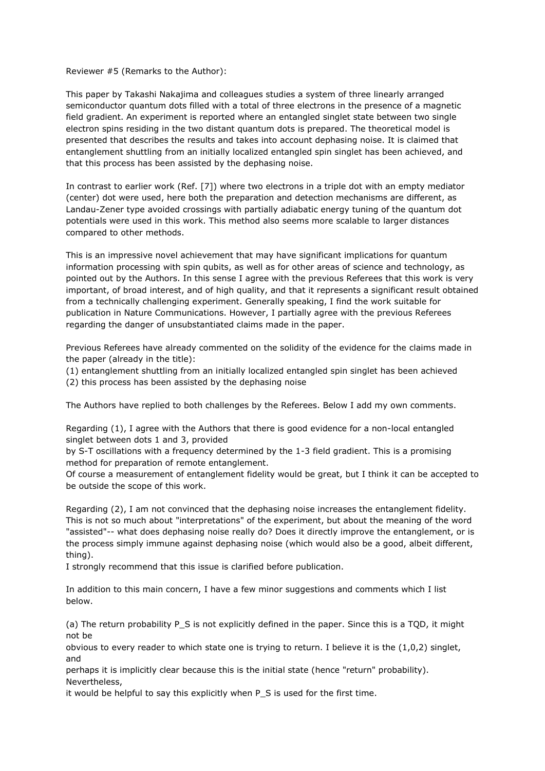Reviewer #5 (Remarks to the Author):

This paper by Takashi Nakajima and colleagues studies a system of three linearly arranged semiconductor quantum dots filled with a total of three electrons in the presence of a magnetic field gradient. An experiment is reported where an entangled singlet state between two single electron spins residing in the two distant quantum dots is prepared. The theoretical model is presented that describes the results and takes into account dephasing noise. It is claimed that entanglement shuttling from an initially localized entangled spin singlet has been achieved, and that this process has been assisted by the dephasing noise.

In contrast to earlier work (Ref. [7]) where two electrons in a triple dot with an empty mediator (center) dot were used, here both the preparation and detection mechanisms are different, as Landau-Zener type avoided crossings with partially adiabatic energy tuning of the quantum dot potentials were used in this work. This method also seems more scalable to larger distances compared to other methods.

This is an impressive novel achievement that may have significant implications for quantum information processing with spin qubits, as well as for other areas of science and technology, as pointed out by the Authors. In this sense I agree with the previous Referees that this work is very important, of broad interest, and of high quality, and that it represents a significant result obtained from a technically challenging experiment. Generally speaking, I find the work suitable for publication in Nature Communications. However, I partially agree with the previous Referees regarding the danger of unsubstantiated claims made in the paper.

Previous Referees have already commented on the solidity of the evidence for the claims made in the paper (already in the title):
(1) entanglement shuttling from an initially localized entangled spin singlet has been achieved
(2) this process has been assisted by the dephasing noise

The Authors have replied to both challenges by the Referees. Below I add my own comments.

Regarding (1), I agree with the Authors that there is good evidence for a non-local entangled singlet between dots 1 and 3, provided by S-T oscillations with a frequency determined by the 1-3 field gradient. This is a promising method for preparation of remote entanglement.
Of course a measurement of entanglement fidelity would be great, but I think it can be accepted to be outside the scope of this work.

Regarding (2), I am not convinced that the dephasing noise increases the entanglement fidelity. This is not so much about "interpretations" of the experiment, but about the meaning of the word "assisted"-- what does dephasing noise really do? Does it directly improve the entanglement, or is the process simply immune against dephasing noise (which would also be a good, albeit different, thing).
I strongly recommend that this issue is clarified before publication.

In addition to this main concern, I have a few minor suggestions and comments which I list below.

(a) The return probability $P_S$ is not explicitly defined in the paper. Since this is a TQD, it might not be obvious to every reader to which state one is trying to return. I believe it is the (1,0,2) singlet, and perhaps it is implicitly clear because this is the initial state (hence "return" probability). Nevertheless, it would be helpful to say this explicitly when $P_S$ is used for the first time.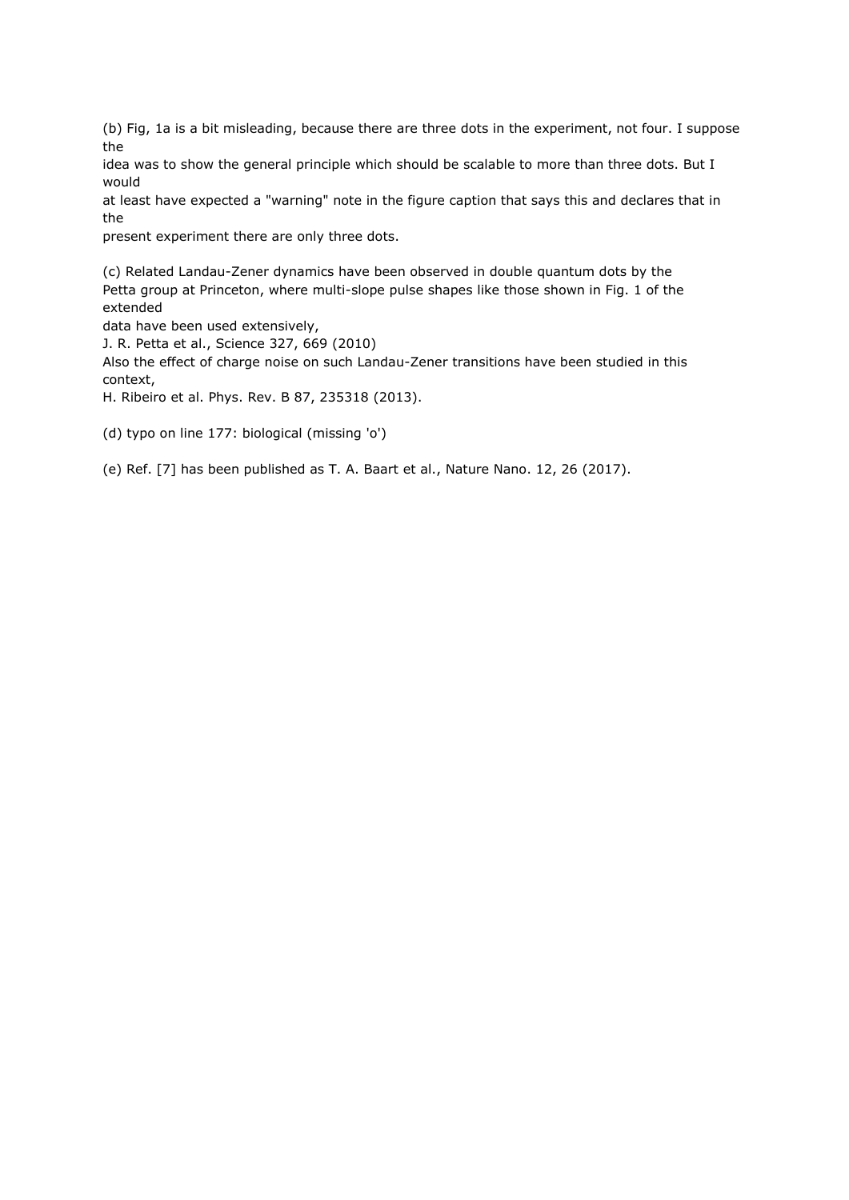(b) Fig, 1a is a bit misleading, because there are three dots in the experiment, not four. I suppose the idea was to show the general principle which should be scalable to more than three dots. But I would at least have expected a "warning" note in the figure caption that says this and declares that in the present experiment there are only three dots.

(c) Related Landau-Zener dynamics have been observed in double quantum dots by the Petta group at Princeton, where multi-slope pulse shapes like those shown in Fig. 1 of the extended data have been used extensively,
J. R. Petta et al., Science 327, 669 (2010)
Also the effect of charge noise on such Landau-Zener transitions have been studied in this context,
H. Ribeiro et al. Phys. Rev. B 87, 235318 (2013).

(d) typo on line 177: biological (missing 'o')

(e) Ref. [7] has been published as T. A. Baart et al., Nature Nano. 12, 26 (2017).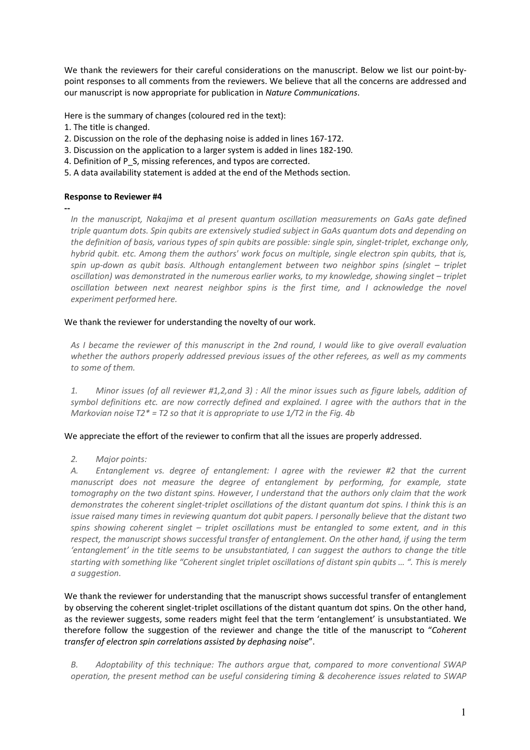We thank the reviewers for their careful considerations on the manuscript. Below we list our point-by-point responses to all comments from the reviewers. We believe that all the concerns are addressed and our manuscript is now appropriate for publication in *Nature Communications*.

Here is the summary of changes (coloured red in the text):

1. The title is changed.
2. Discussion on the role of the dephasing noise is added in lines 167-172.
3. Discussion on the application to a larger system is added in lines 182-190.
4. Definition of P_S, missing references, and typos are corrected.
5. A data availability statement is added at the end of the Methods section.

**Response to Reviewer #4**

--

*In the manuscript, Nakajima et al present quantum oscillation measurements on GaAs gate defined triple quantum dots. Spin qubits are extensively studied subject in GaAs quantum dots and depending on the definition of basis, various types of spin qubits are possible: single spin, singlet-triplet, exchange only, hybrid qubit. etc. Among them the authors' work focus on multiple, single electron spin qubits, that is, spin up-down as qubit basis. Although entanglement between two neighbor spins (singlet – triplet oscillation) was demonstrated in the numerous earlier works, to my knowledge, showing singlet – triplet oscillation between next nearest neighbor spins is the first time, and I acknowledge the novel experiment performed here.*

We thank the reviewer for understanding the novelty of our work.

*As I became the reviewer of this manuscript in the 2nd round, I would like to give overall evaluation whether the authors properly addressed previous issues of the other referees, as well as my comments to some of them.*

*1. Minor issues (of all reviewer #1,2,and 3) : All the minor issues such as figure labels, addition of symbol definitions etc. are now correctly defined and explained. I agree with the authors that in the Markovian noise T2* = T2 so that it is appropriate to use 1/T2 in the Fig. 4b*

We appreciate the effort of the reviewer to confirm that all the issues are properly addressed.

*2. Major points:*

*A. Entanglement vs. degree of entanglement: I agree with the reviewer #2 that the current manuscript does not measure the degree of entanglement by performing, for example, state tomography on the two distant spins. However, I understand that the authors only claim that the work demonstrates the coherent singlet-triplet oscillations of the distant quantum dot spins. I think this is an issue raised many times in reviewing quantum dot qubit papers. I personally believe that the distant two spins showing coherent singlet – triplet oscillations must be entangled to some extent, and in this respect, the manuscript shows successful transfer of entanglement. On the other hand, if using the term 'entanglement' in the title seems to be unsubstantiated, I can suggest the authors to change the title starting with something like "Coherent singlet triplet oscillations of distant spin qubits … ". This is merely a suggestion.*

We thank the reviewer for understanding that the manuscript shows successful transfer of entanglement by observing the coherent singlet-triplet oscillations of the distant quantum dot spins. On the other hand, as the reviewer suggests, some readers might feel that the term 'entanglement' is unsubstantiated. We therefore follow the suggestion of the reviewer and change the title of the manuscript to "*Coherent transfer of electron spin correlations assisted by dephasing noise*".

*B. Adoptability of this technique: The authors argue that, compared to more conventional SWAP operation, the present method can be useful considering timing & decoherence issues related to SWAP*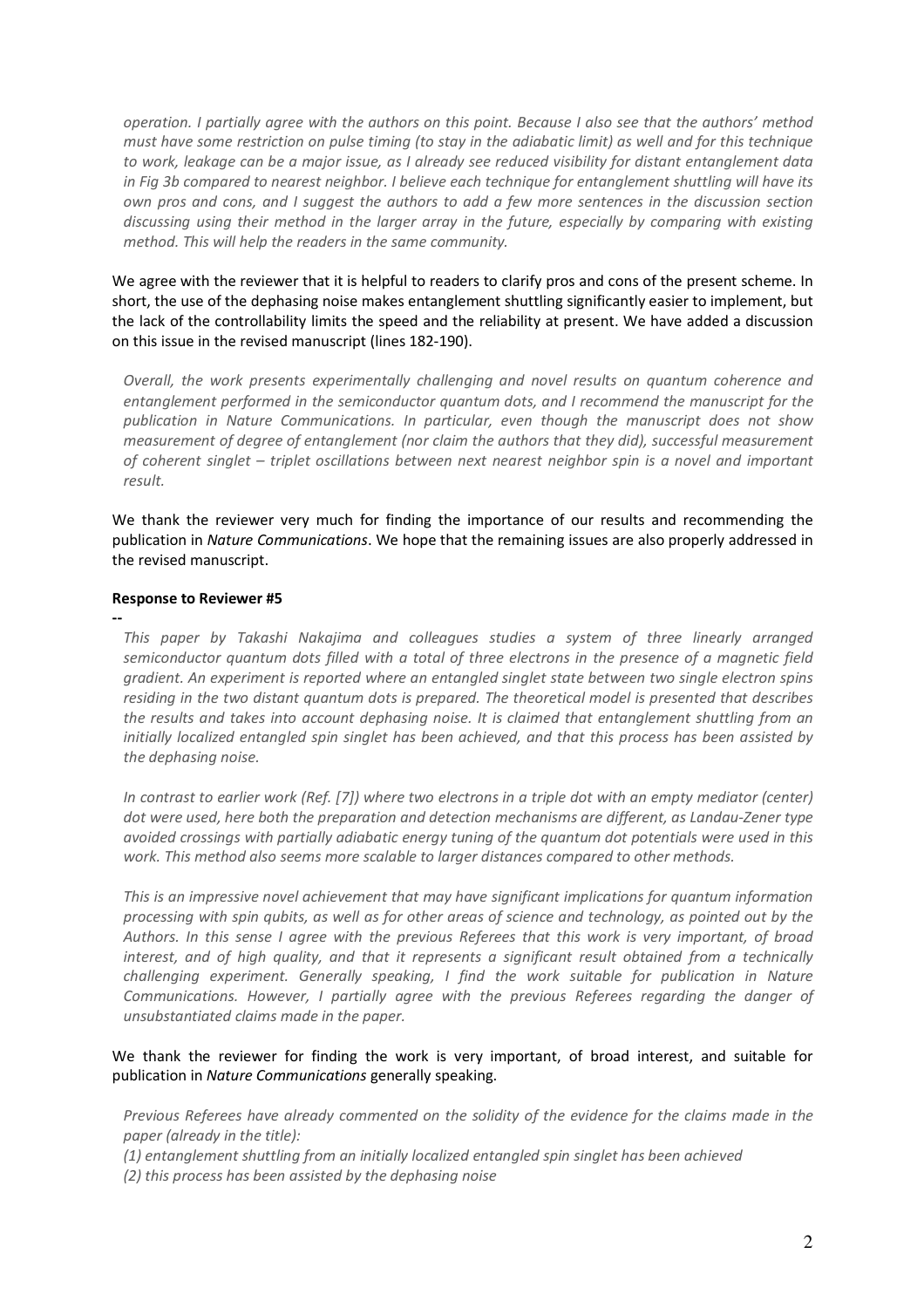*operation. I partially agree with the authors on this point. Because I also see that the authors' method must have some restriction on pulse timing (to stay in the adiabatic limit) as well and for this technique to work, leakage can be a major issue, as I already see reduced visibility for distant entanglement data in Fig 3b compared to nearest neighbor. I believe each technique for entanglement shuttling will have its own pros and cons, and I suggest the authors to add a few more sentences in the discussion section discussing using their method in the larger array in the future, especially by comparing with existing method. This will help the readers in the same community.*

We agree with the reviewer that it is helpful to readers to clarify pros and cons of the present scheme. In short, the use of the dephasing noise makes entanglement shuttling significantly easier to implement, but the lack of the controllability limits the speed and the reliability at present. We have added a discussion on this issue in the revised manuscript (lines 182-190).

*Overall, the work presents experimentally challenging and novel results on quantum coherence and entanglement performed in the semiconductor quantum dots, and I recommend the manuscript for the publication in Nature Communications. In particular, even though the manuscript does not show measurement of degree of entanglement (nor claim the authors that they did), successful measurement of coherent singlet – triplet oscillations between next nearest neighbor spin is a novel and important result.*

We thank the reviewer very much for finding the importance of our results and recommending the publication in *Nature Communications*. We hope that the remaining issues are also properly addressed in the revised manuscript.

**Response to Reviewer #5**

--

*This paper by Takashi Nakajima and colleagues studies a system of three linearly arranged semiconductor quantum dots filled with a total of three electrons in the presence of a magnetic field gradient. An experiment is reported where an entangled singlet state between two single electron spins residing in the two distant quantum dots is prepared. The theoretical model is presented that describes the results and takes into account dephasing noise. It is claimed that entanglement shuttling from an initially localized entangled spin singlet has been achieved, and that this process has been assisted by the dephasing noise.*

*In contrast to earlier work (Ref. [7]) where two electrons in a triple dot with an empty mediator (center) dot were used, here both the preparation and detection mechanisms are different, as Landau-Zener type avoided crossings with partially adiabatic energy tuning of the quantum dot potentials were used in this work. This method also seems more scalable to larger distances compared to other methods.*

*This is an impressive novel achievement that may have significant implications for quantum information processing with spin qubits, as well as for other areas of science and technology, as pointed out by the Authors. In this sense I agree with the previous Referees that this work is very important, of broad interest, and of high quality, and that it represents a significant result obtained from a technically challenging experiment. Generally speaking, I find the work suitable for publication in Nature Communications. However, I partially agree with the previous Referees regarding the danger of unsubstantiated claims made in the paper.*

We thank the reviewer for finding the work is very important, of broad interest, and suitable for publication in *Nature Communications* generally speaking.

*Previous Referees have already commented on the solidity of the evidence for the claims made in the paper (already in the title):*

*(1) entanglement shuttling from an initially localized entangled spin singlet has been achieved*

*(2) this process has been assisted by the dephasing noise*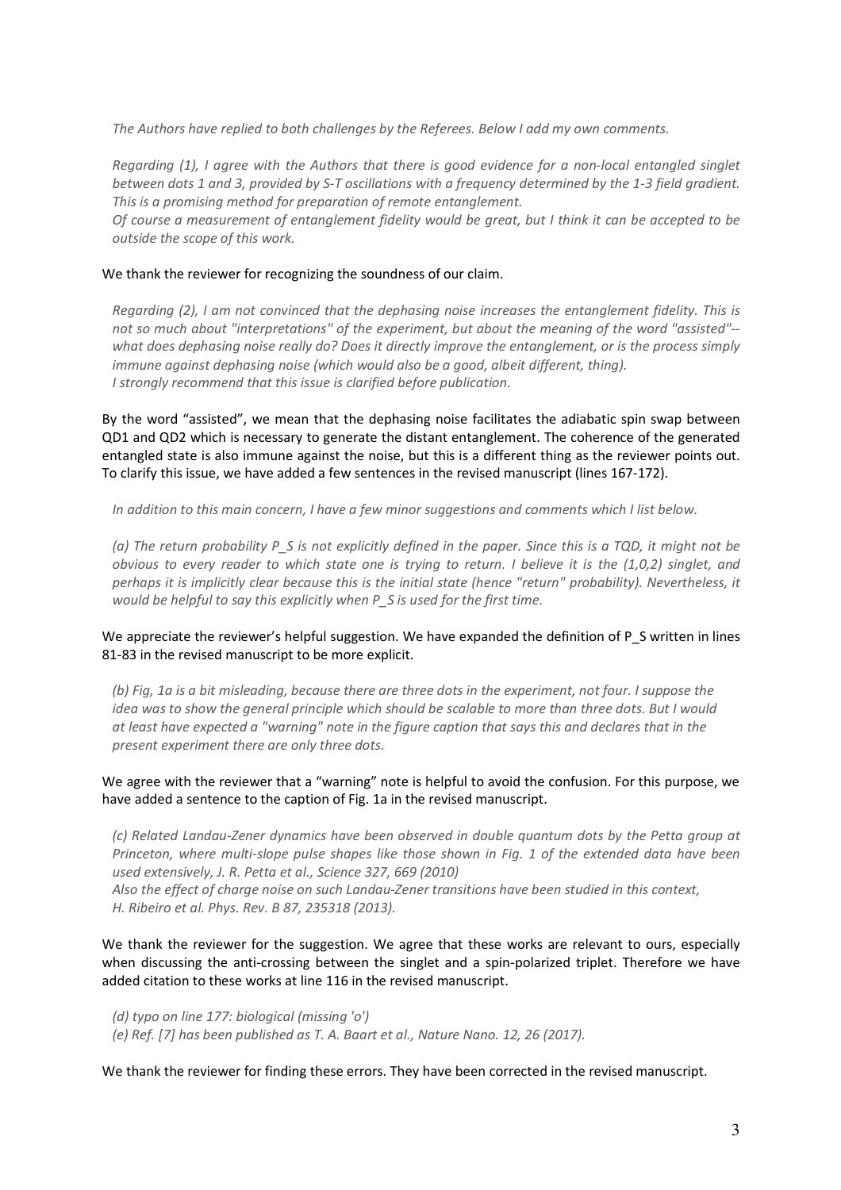*The Authors have replied to both challenges by the Referees. Below I add my own comments.*

*Regarding (1), I agree with the Authors that there is good evidence for a non-local entangled singlet between dots 1 and 3, provided by S-T oscillations with a frequency determined by the 1-3 field gradient. This is a promising method for preparation of remote entanglement.*
*Of course a measurement of entanglement fidelity would be great, but I think it can be accepted to be outside the scope of this work.*

We thank the reviewer for recognizing the soundness of our claim.

*Regarding (2), I am not convinced that the dephasing noise increases the entanglement fidelity. This is not so much about "interpretations" of the experiment, but about the meaning of the word "assisted"-- what does dephasing noise really do? Does it directly improve the entanglement, or is the process simply immune against dephasing noise (which would also be a good, albeit different, thing).*
*I strongly recommend that this issue is clarified before publication.*

By the word "assisted", we mean that the dephasing noise facilitates the adiabatic spin swap between QD1 and QD2 which is necessary to generate the distant entanglement. The coherence of the generated entangled state is also immune against the noise, but this is a different thing as the reviewer points out. To clarify this issue, we have added a few sentences in the revised manuscript (lines 167-172).

*In addition to this main concern, I have a few minor suggestions and comments which I list below.*

*(a) The return probability P_S is not explicitly defined in the paper. Since this is a TQD, it might not be obvious to every reader to which state one is trying to return. I believe it is the (1,0,2) singlet, and perhaps it is implicitly clear because this is the initial state (hence "return" probability). Nevertheless, it would be helpful to say this explicitly when P_S is used for the first time.*

We appreciate the reviewer's helpful suggestion. We have expanded the definition of P_S written in lines 81-83 in the revised manuscript to be more explicit.

*(b) Fig, 1a is a bit misleading, because there are three dots in the experiment, not four. I suppose the idea was to show the general principle which should be scalable to more than three dots. But I would at least have expected a "warning" note in the figure caption that says this and declares that in the present experiment there are only three dots.*

We agree with the reviewer that a "warning" note is helpful to avoid the confusion. For this purpose, we have added a sentence to the caption of Fig. 1a in the revised manuscript.

*(c) Related Landau-Zener dynamics have been observed in double quantum dots by the Petta group at Princeton, where multi-slope pulse shapes like those shown in Fig. 1 of the extended data have been used extensively, J. R. Petta et al., Science 327, 669 (2010)*
*Also the effect of charge noise on such Landau-Zener transitions have been studied in this context, H. Ribeiro et al. Phys. Rev. B 87, 235318 (2013).*

We thank the reviewer for the suggestion. We agree that these works are relevant to ours, especially when discussing the anti-crossing between the singlet and a spin-polarized triplet. Therefore we have added citation to these works at line 116 in the revised manuscript.

*(d) typo on line 177: biological (missing 'o')*
*(e) Ref. [7] has been published as T. A. Baart et al., Nature Nano. 12, 26 (2017).*

We thank the reviewer for finding these errors. They have been corrected in the revised manuscript.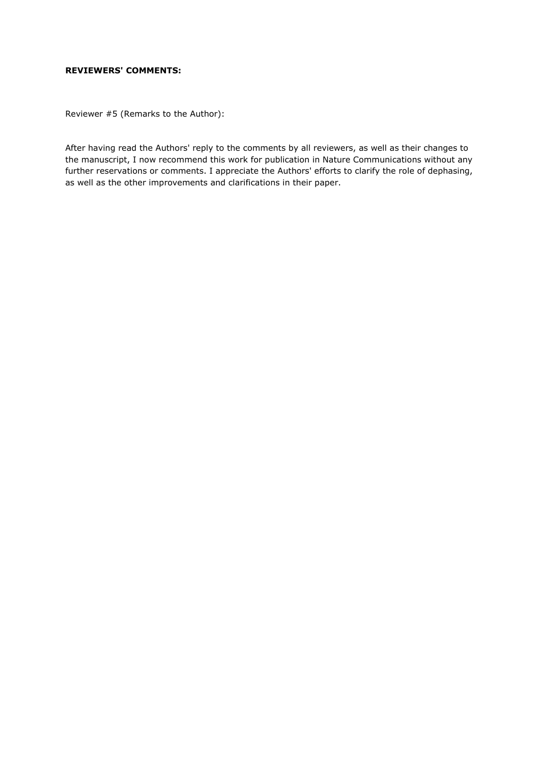**REVIEWERS' COMMENTS:**

Reviewer #5 (Remarks to the Author):

After having read the Authors' reply to the comments by all reviewers, as well as their changes to the manuscript, I now recommend this work for publication in Nature Communications without any further reservations or comments. I appreciate the Authors' efforts to clarify the role of dephasing, as well as the other improvements and clarifications in their paper.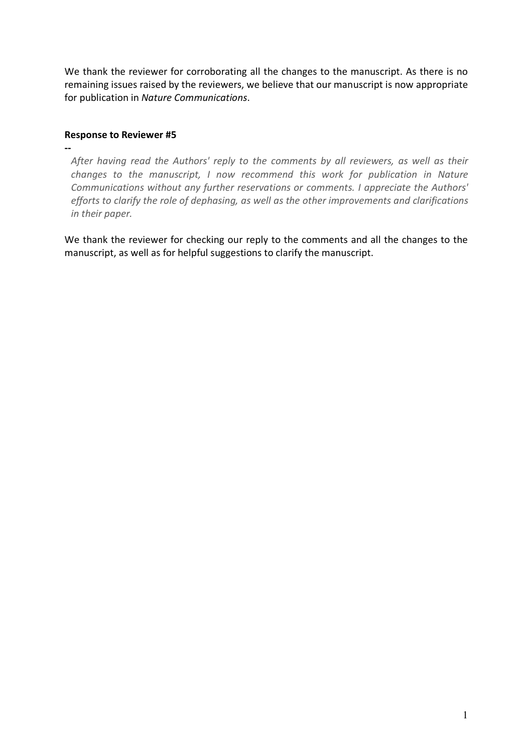We thank the reviewer for corroborating all the changes to the manuscript. As there is no remaining issues raised by the reviewers, we believe that our manuscript is now appropriate for publication in *Nature Communications*.

**Response to Reviewer #5**

**--**

*After having read the Authors' reply to the comments by all reviewers, as well as their changes to the manuscript, I now recommend this work for publication in Nature Communications without any further reservations or comments. I appreciate the Authors' efforts to clarify the role of dephasing, as well as the other improvements and clarifications in their paper.*

We thank the reviewer for checking our reply to the comments and all the changes to the manuscript, as well as for helpful suggestions to clarify the manuscript.